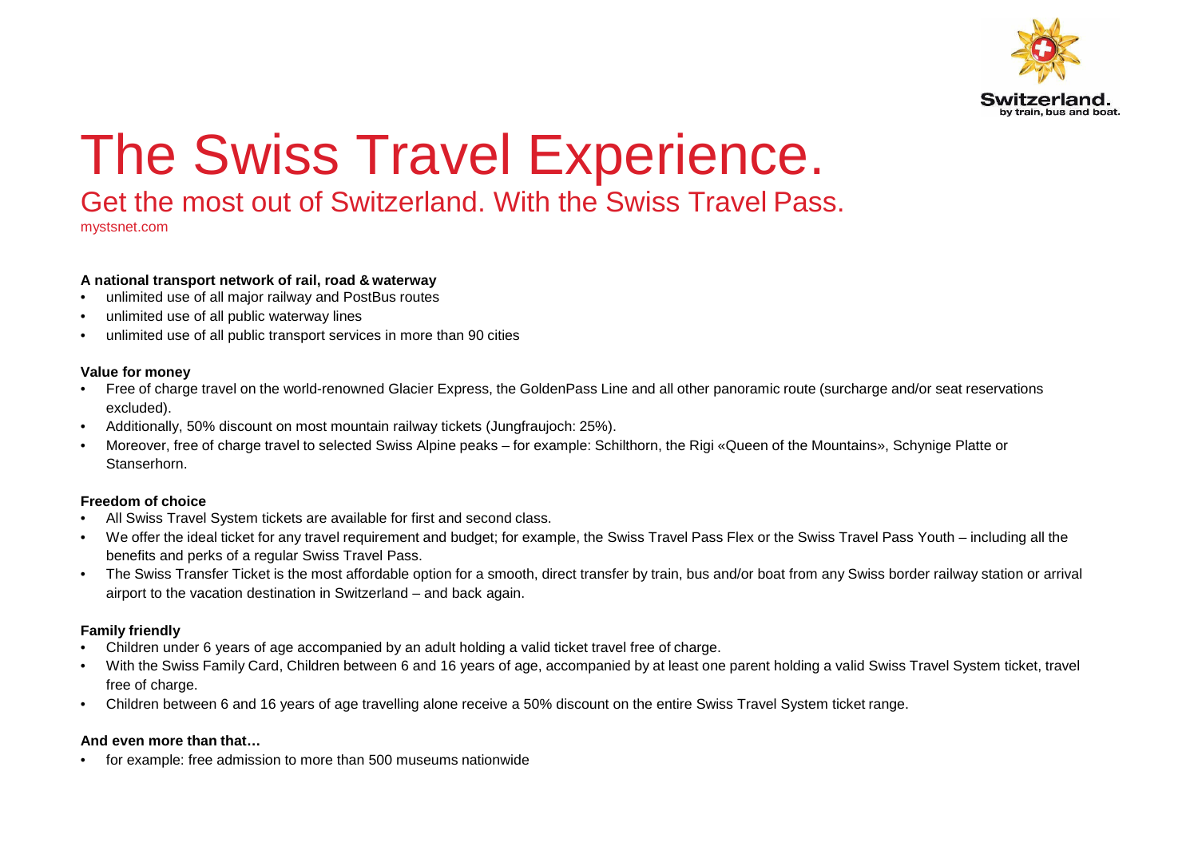# The Swiss Travel Experience.

## Get the most out of Switzerland. With the Swiss Travel Pass.

mystsnet.com

**A national transport network of rail, road & waterway**

- unlimited use of all major railway and PostBus routes
- unlimited use of all public waterway lines
- unlimited use of all public transport services in more than 90 cities

**Value for money**

- Free of charge travel on the world-renowned Glacier Express, the GoldenPass Line and all other panoramic route (surcharge and/or seat reservations excluded).
- Additionally, 50% discount on most mountain railway tickets (Jungfraujoch: 25%).
- Moreover, free of charge travel to selected Swiss Alpine peaks – for example: Schilthorn, the Rigi «Queen of the Mountains», Schynige Platte or Stanserhorn.

**Freedom of choice**

- All Swiss Travel System tickets are available for first and second class.
- We offer the ideal ticket for any travel requirement and budget; for example, the Swiss Travel Pass Flex or the Swiss Travel Pass Youth – including all the benefits and perks of a regular Swiss Travel Pass.
- The Swiss Transfer Ticket is the most affordable option for a smooth, direct transfer by train, bus and/or boat from any Swiss border railway station or arrival airport to the vacation destination in Switzerland – and back again.

**Family friendly**

- Children under 6 years of age accompanied by an adult holding a valid ticket travel free of charge.
- With the Swiss Family Card, Children between 6 and 16 years of age, accompanied by at least one parent holding a valid Swiss Travel System ticket, travel free of charge.
- Children between 6 and 16 years of age travelling alone receive a 50% discount on the entire Swiss Travel System ticket range.

**And even more than that…**

- for example: free admission to more than 500 museums nationwide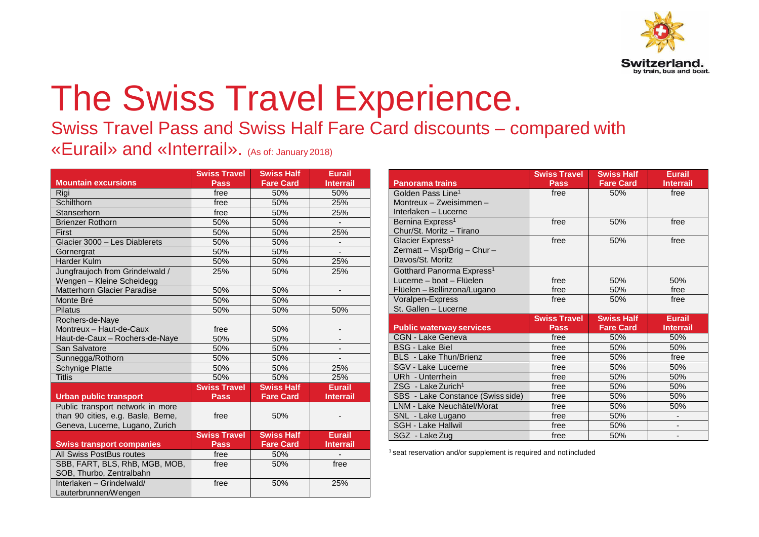# The Swiss Travel Experience.

## Swiss Travel Pass and Swiss Half Fare Card discounts – compared with «Eurail» and «Interrail». (As of: January 2018)

| Mountain excursions | Swiss Travel Pass | Swiss Half Fare Card | Eurail Interrail |
|---|---|---|---|
| Rigi | free | 50% | 50% |
| Schilthorn | free | 50% | 25% |
| Stanserhorn | free | 50% | 25% |
| Brienzer Rothorn | 50% | 50% | - |
| First | 50% | 50% | 25% |
| Glacier 3000 – Les Diablerets | 50% | 50% | - |
| Gornergrat | 50% | 50% | - |
| Harder Kulm | 50% | 50% | 25% |
| Jungfraujoch from Grindelwald / Wengen – Kleine Scheidegg | 25% | 50% | 25% |
| Matterhorn Glacier Paradise | 50% | 50% | - |
| Monte Bré | 50% | 50% | |
| Pilatus | 50% | 50% | 50% |
| Rochers-de-Naye | | | |
| Montreux – Haut-de-Caux | free | 50% | - |
| Haut-de-Caux – Rochers-de-Naye | 50% | 50% | - |
| San Salvatore | 50% | 50% | - |
| Sunnegga/Rothorn | 50% | 50% | - |
| Schynige Platte | 50% | 50% | 25% |
| Titlis | 50% | 50% | 25% |

| Urban public transport | Swiss Travel Pass | Swiss Half Fare Card | Eurail Interrail |
|---|---|---|---|
| Public transport network in more than 90 cities, e.g. Basle, Berne, Geneva, Lucerne, Lugano, Zurich | free | 50% | - |

| Swiss transport companies | Swiss Travel Pass | Swiss Half Fare Card | Eurail Interrail |
|---|---|---|---|
| All Swiss PostBus routes | free | 50% | - |
| SBB, FART, BLS, RhB, MGB, MOB, SOB, Thurbo, Zentralbahn | free | 50% | free |
| Interlaken – Grindelwald/ Lauterbrunnen/Wengen | free | 50% | 25% |

| Panorama trains | Swiss Travel Pass | Swiss Half Fare Card | Eurail Interrail |
|---|---|---|---|
| Golden Pass Line[1] Montreux – Zweisimmen – Interlaken – Lucerne | free | 50% | free |
| Bernina Express[1] Chur/St. Moritz – Tirano | free | 50% | free |
| Glacier Express[1] Zermatt – Visp/Brig – Chur – Davos/St. Moritz | free | 50% | free |
| Gotthard Panorama Express[1] | | | |
| Lucerne – boat – Flüelen | free | 50% | 50% |
| Flüelen – Bellinzona/Lugano | free | 50% | free |
| Voralpen-Express St. Gallen – Lucerne | free | 50% | free |

| Public waterway services | Swiss Travel Pass | Swiss Half Fare Card | Eurail Interrail |
|---|---|---|---|
| CGN - Lake Geneva | free | 50% | 50% |
| BSG - Lake Biel | free | 50% | 50% |
| BLS - Lake Thun/Brienz | free | 50% | free |
| SGV - Lake Lucerne | free | 50% | 50% |
| URh - Unterrhein | free | 50% | 50% |
| ZSG - Lake Zurich[1] | free | 50% | 50% |
| SBS - Lake Constance (Swiss side) | free | 50% | 50% |
| LNM - Lake Neuchâtel/Morat | free | 50% | 50% |
| SNL - Lake Lugano | free | 50% | - |
| SGH - Lake Hallwil | free | 50% | - |
| SGZ - Lake Zug | free | 50% | - |

[1] seat reservation and/or supplement is required and not included